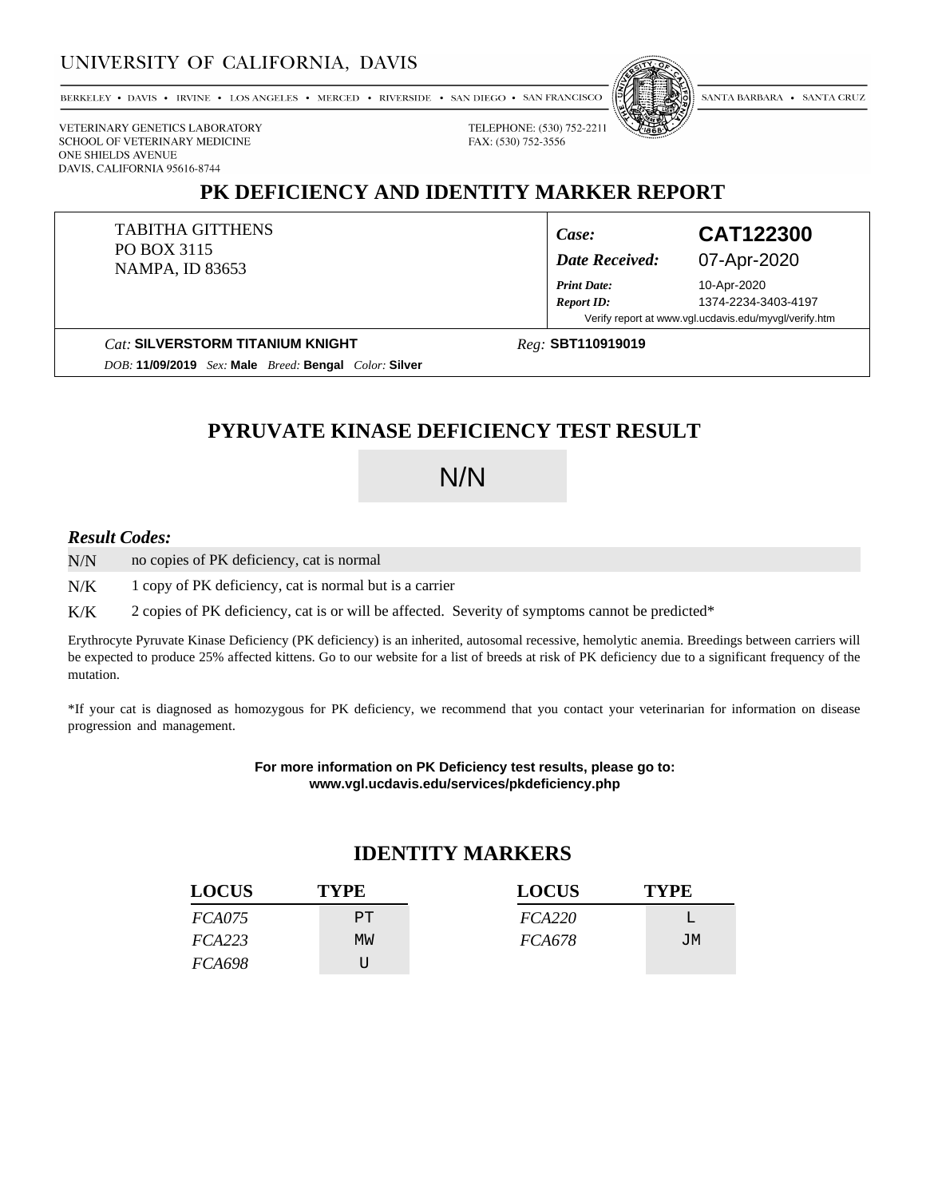UNIVERSITY OF CALIFORNIA, DAVIS

BERKELEY • DAVIS • IRVINE • LOS ANGELES • MERCED • RIVERSIDE • SAN DIEGO • SAN FRANCISCO | SANTA BARBARA • SANTA CRUZ

VETERINARY GENETICS LABORATORY
SCHOOL OF VETERINARY MEDICINE
ONE SHIELDS AVENUE
DAVIS, CALIFORNIA 95616-8744

TELEPHONE: (530) 752-2211
FAX: (530) 752-3556

# PK DEFICIENCY AND IDENTITY MARKER REPORT

TABITHA GITTHENS
PO BOX 3115
NAMPA, ID 83653

| | |
|---|---|
| *Case:* | **CAT122300** |
| *Date Received:* | 07-Apr-2020 |
| *Print Date:* | 10-Apr-2020 |
| *Report ID:* | 1374-2234-3403-4197 |

Verify report at www.vgl.ucdavis.edu/myvgl/verify.htm

*Cat:* **SILVERSTORM TITANIUM KNIGHT** *Reg:* **SBT110919019**

*DOB:* **11/09/2019** *Sex:* **Male** *Breed:* **Bengal** *Color:* **Silver**

## PYRUVATE KINASE DEFICIENCY TEST RESULT

N/N

### *Result Codes:*

| Code | Description |
|---|---|
| N/N | no copies of PK deficiency, cat is normal |
| N/K | 1 copy of PK deficiency, cat is normal but is a carrier |
| K/K | 2 copies of PK deficiency, cat is or will be affected. Severity of symptoms cannot be predicted* |

Erythrocyte Pyruvate Kinase Deficiency (PK deficiency) is an inherited, autosomal recessive, hemolytic anemia. Breedings between carriers will be expected to produce 25% affected kittens. Go to our website for a list of breeds at risk of PK deficiency due to a significant frequency of the mutation.

*If your cat is diagnosed as homozygous for PK deficiency, we recommend that you contact your veterinarian for information on disease progression and management.

**For more information on PK Deficiency test results, please go to: www.vgl.ucdavis.edu/services/pkdeficiency.php**

## IDENTITY MARKERS

| LOCUS | TYPE | LOCUS | TYPE |
|---|---|---|---|
| *FCA075* | PT | *FCA220* | L |
| *FCA223* | MW | *FCA678* | JM |
| *FCA698* | U | | |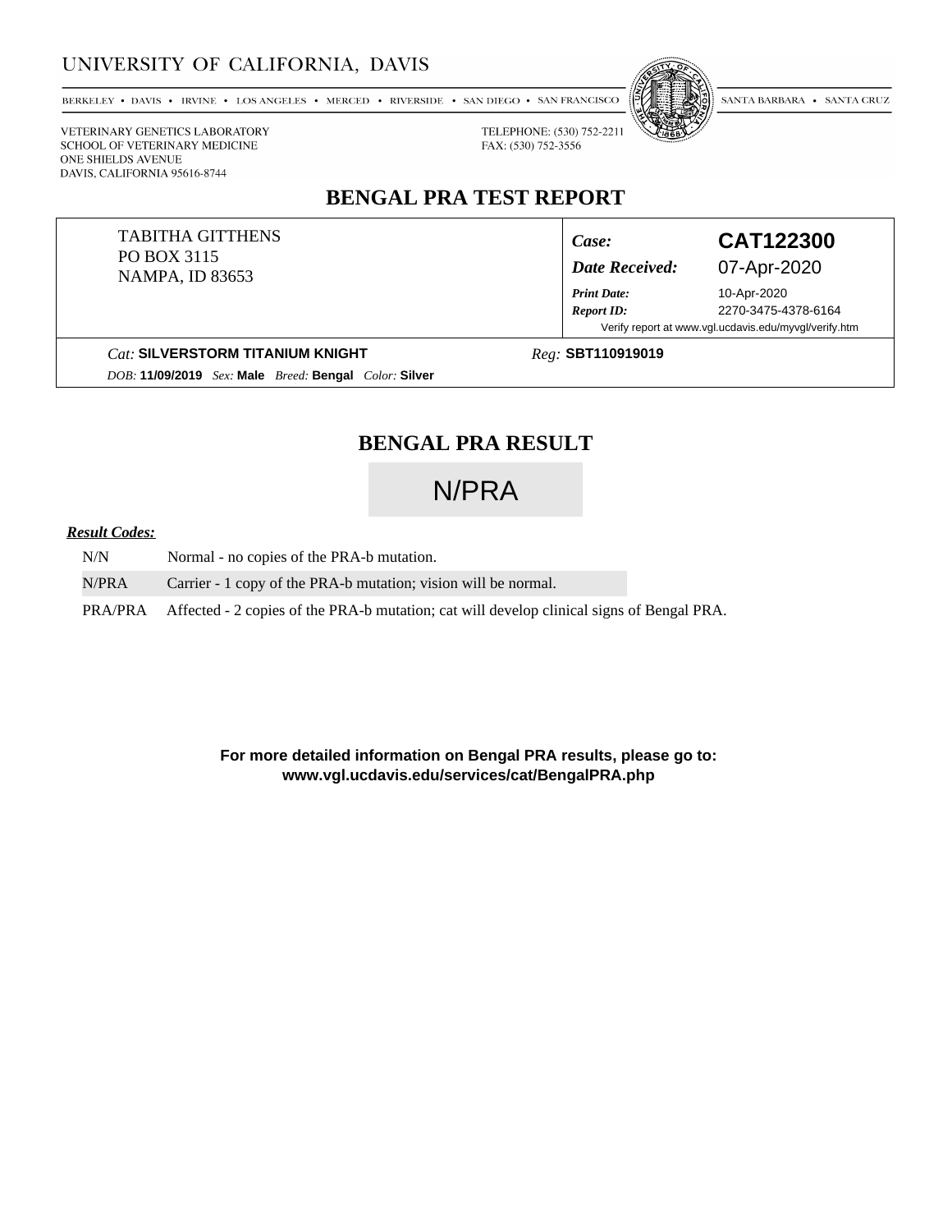UNIVERSITY OF CALIFORNIA, DAVIS

BERKELEY • DAVIS • IRVINE • LOS ANGELES • MERCED • RIVERSIDE • SAN DIEGO • SAN FRANCISCO • SANTA BARBARA • SANTA CRUZ

VETERINARY GENETICS LABORATORY
SCHOOL OF VETERINARY MEDICINE
ONE SHIELDS AVENUE
DAVIS, CALIFORNIA 95616-8744

TELEPHONE: (530) 752-2211
FAX: (530) 752-3556

# BENGAL PRA TEST REPORT

TABITHA GITTHENS
PO BOX 3115
NAMPA, ID 83653

***Case:*** **CAT122300**
***Date Received:*** 07-Apr-2020
***Print Date:*** 10-Apr-2020
***Report ID:*** 2270-3475-4378-6164
Verify report at www.vgl.ucdavis.edu/myvgl/verify.htm

*Cat:* **SILVERSTORM TITANIUM KNIGHT** *Reg:* **SBT110919019**
*DOB:* **11/09/2019** *Sex:* **Male** *Breed:* **Bengal** *Color:* **Silver**

## BENGAL PRA RESULT

N/PRA

***Result Codes:***

| | |
|---|---|
| N/N | Normal - no copies of the PRA-b mutation. |
| N/PRA | Carrier - 1 copy of the PRA-b mutation; vision will be normal. |
| PRA/PRA | Affected - 2 copies of the PRA-b mutation; cat will develop clinical signs of Bengal PRA. |

**For more detailed information on Bengal PRA results, please go to:**
**www.vgl.ucdavis.edu/services/cat/BengalPRA.php**